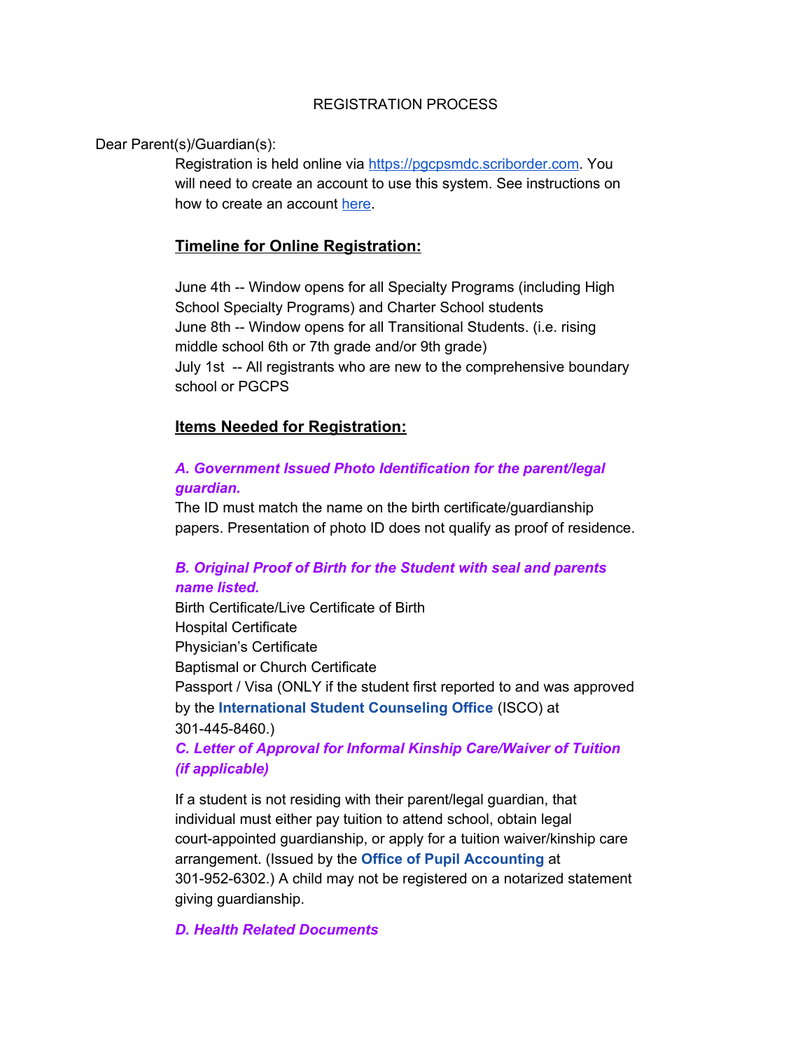# REGISTRATION PROCESS

Dear Parent(s)/Guardian(s):

Registration is held online via [https://pgcpsmdc.scriborder.com](https://pgcpsmdc.scriborder.com). You will need to create an account to use this system. See instructions on how to create an account here.

## Timeline for Online Registration:

June 4th -- Window opens for all Specialty Programs (including High School Specialty Programs) and Charter School students
June 8th -- Window opens for all Transitional Students. (i.e. rising middle school 6th or 7th grade and/or 9th grade)
July 1st -- All registrants who are new to the comprehensive boundary school or PGCPS

## Items Needed for Registration:

### *A. Government Issued Photo Identification for the parent/legal guardian.*

The ID must match the name on the birth certificate/guardianship papers. Presentation of photo ID does not qualify as proof of residence.

### *B. Original Proof of Birth for the Student with seal and parents name listed.*

Birth Certificate/Live Certificate of Birth
Hospital Certificate
Physician's Certificate
Baptismal or Church Certificate
Passport / Visa (ONLY if the student first reported to and was approved by the **International Student Counseling Office** (ISCO) at 301-445-8460.)

### *C. Letter of Approval for Informal Kinship Care/Waiver of Tuition (if applicable)*

If a student is not residing with their parent/legal guardian, that individual must either pay tuition to attend school, obtain legal court-appointed guardianship, or apply for a tuition waiver/kinship care arrangement. (Issued by the **Office of Pupil Accounting** at 301-952-6302.) A child may not be registered on a notarized statement giving guardianship.

### *D. Health Related Documents*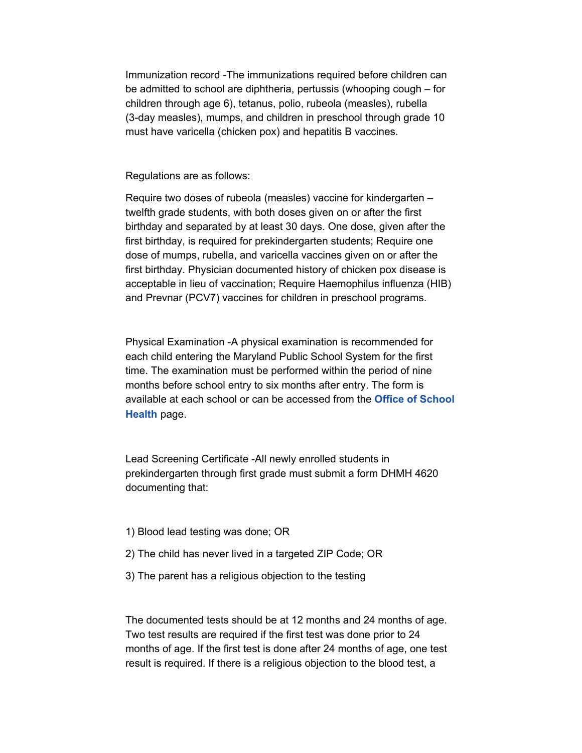Immunization record -The immunizations required before children can be admitted to school are diphtheria, pertussis (whooping cough – for children through age 6), tetanus, polio, rubeola (measles), rubella (3-day measles), mumps, and children in preschool through grade 10 must have varicella (chicken pox) and hepatitis B vaccines.

Regulations are as follows:

Require two doses of rubeola (measles) vaccine for kindergarten – twelfth grade students, with both doses given on or after the first birthday and separated by at least 30 days. One dose, given after the first birthday, is required for prekindergarten students; Require one dose of mumps, rubella, and varicella vaccines given on or after the first birthday. Physician documented history of chicken pox disease is acceptable in lieu of vaccination; Require Haemophilus influenza (HIB) and Prevnar (PCV7) vaccines for children in preschool programs.

Physical Examination -A physical examination is recommended for each child entering the Maryland Public School System for the first time. The examination must be performed within the period of nine months before school entry to six months after entry. The form is available at each school or can be accessed from the **Office of School Health** page.

Lead Screening Certificate -All newly enrolled students in prekindergarten through first grade must submit a form DHMH 4620 documenting that:

1) Blood lead testing was done; OR

2) The child has never lived in a targeted ZIP Code; OR

3) The parent has a religious objection to the testing

The documented tests should be at 12 months and 24 months of age. Two test results are required if the first test was done prior to 24 months of age. If the first test is done after 24 months of age, one test result is required. If there is a religious objection to the blood test, a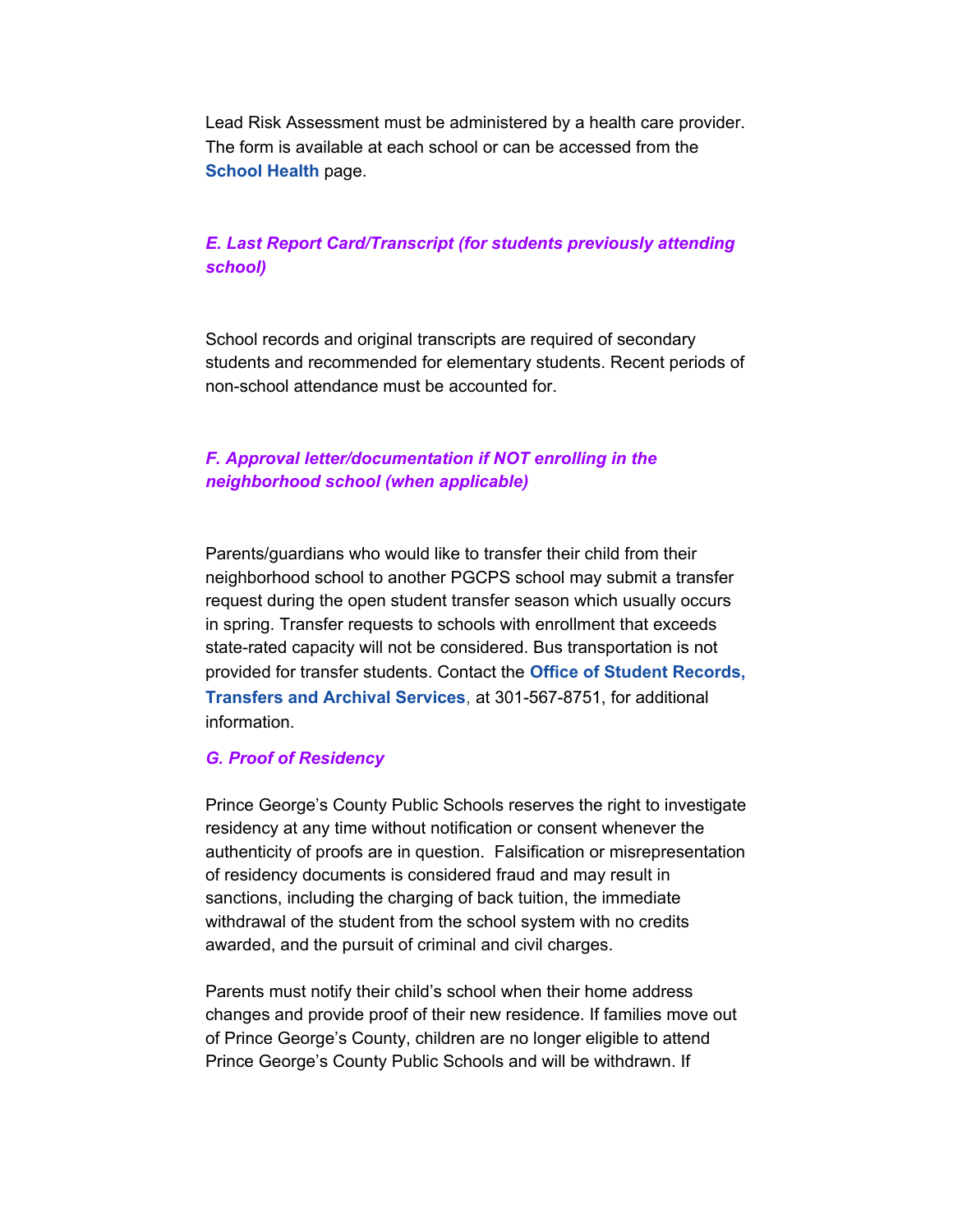Lead Risk Assessment must be administered by a health care provider. The form is available at each school or can be accessed from the **School Health** page.

### *E. Last Report Card/Transcript (for students previously attending school)*

School records and original transcripts are required of secondary students and recommended for elementary students. Recent periods of non-school attendance must be accounted for.

### *F. Approval letter/documentation if NOT enrolling in the neighborhood school (when applicable)*

Parents/guardians who would like to transfer their child from their neighborhood school to another PGCPS school may submit a transfer request during the open student transfer season which usually occurs in spring. Transfer requests to schools with enrollment that exceeds state-rated capacity will not be considered. Bus transportation is not provided for transfer students. Contact the **Office of Student Records, Transfers and Archival Services**, at 301-567-8751, for additional information.

### *G. Proof of Residency*

Prince George's County Public Schools reserves the right to investigate residency at any time without notification or consent whenever the authenticity of proofs are in question. Falsification or misrepresentation of residency documents is considered fraud and may result in sanctions, including the charging of back tuition, the immediate withdrawal of the student from the school system with no credits awarded, and the pursuit of criminal and civil charges.

Parents must notify their child's school when their home address changes and provide proof of their new residence. If families move out of Prince George's County, children are no longer eligible to attend Prince George's County Public Schools and will be withdrawn. If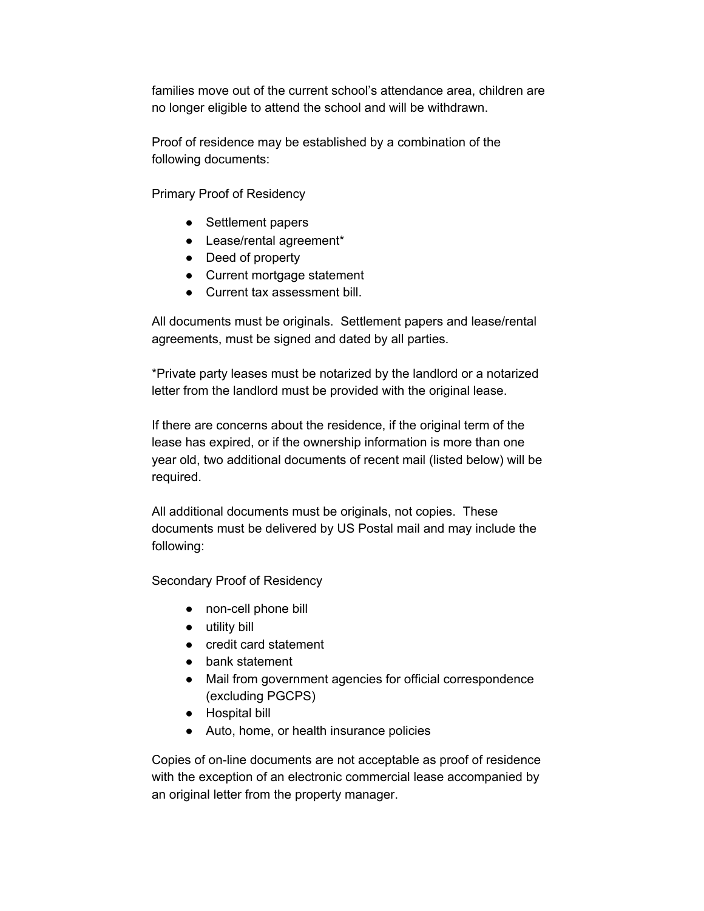families move out of the current school's attendance area, children are no longer eligible to attend the school and will be withdrawn.

Proof of residence may be established by a combination of the following documents:

Primary Proof of Residency

- Settlement papers
- Lease/rental agreement*
- Deed of property
- Current mortgage statement
- Current tax assessment bill.

All documents must be originals. Settlement papers and lease/rental agreements, must be signed and dated by all parties.

*Private party leases must be notarized by the landlord or a notarized letter from the landlord must be provided with the original lease.

If there are concerns about the residence, if the original term of the lease has expired, or if the ownership information is more than one year old, two additional documents of recent mail (listed below) will be required.

All additional documents must be originals, not copies. These documents must be delivered by US Postal mail and may include the following:

Secondary Proof of Residency

- non-cell phone bill
- utility bill
- credit card statement
- bank statement
- Mail from government agencies for official correspondence (excluding PGCPS)
- Hospital bill
- Auto, home, or health insurance policies

Copies of on-line documents are not acceptable as proof of residence with the exception of an electronic commercial lease accompanied by an original letter from the property manager.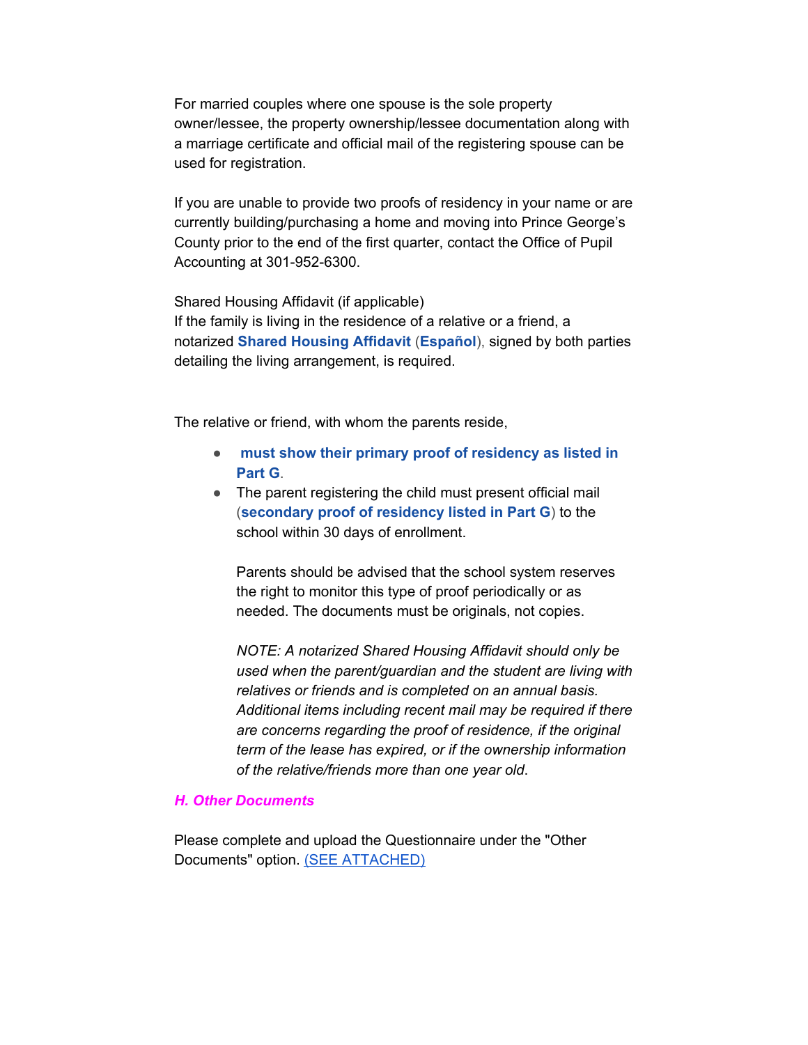For married couples where one spouse is the sole property owner/lessee, the property ownership/lessee documentation along with a marriage certificate and official mail of the registering spouse can be used for registration.

If you are unable to provide two proofs of residency in your name or are currently building/purchasing a home and moving into Prince George's County prior to the end of the first quarter, contact the Office of Pupil Accounting at 301-952-6300.

Shared Housing Affidavit (if applicable)
If the family is living in the residence of a relative or a friend, a notarized **Shared Housing Affidavit** (**Español**), signed by both parties detailing the living arrangement, is required.

The relative or friend, with whom the parents reside,

- **must show their primary proof of residency as listed in Part G**.
- The parent registering the child must present official mail (**secondary proof of residency listed in Part G**) to the school within 30 days of enrollment.

  Parents should be advised that the school system reserves the right to monitor this type of proof periodically or as needed. The documents must be originals, not copies.

  *NOTE: A notarized Shared Housing Affidavit should only be used when the parent/guardian and the student are living with relatives or friends and is completed on an annual basis. Additional items including recent mail may be required if there are concerns regarding the proof of residence, if the original term of the lease has expired, or if the ownership information of the relative/friends more than one year old*.

### *H. Other Documents*

Please complete and upload the Questionnaire under the "Other Documents" option. (SEE ATTACHED)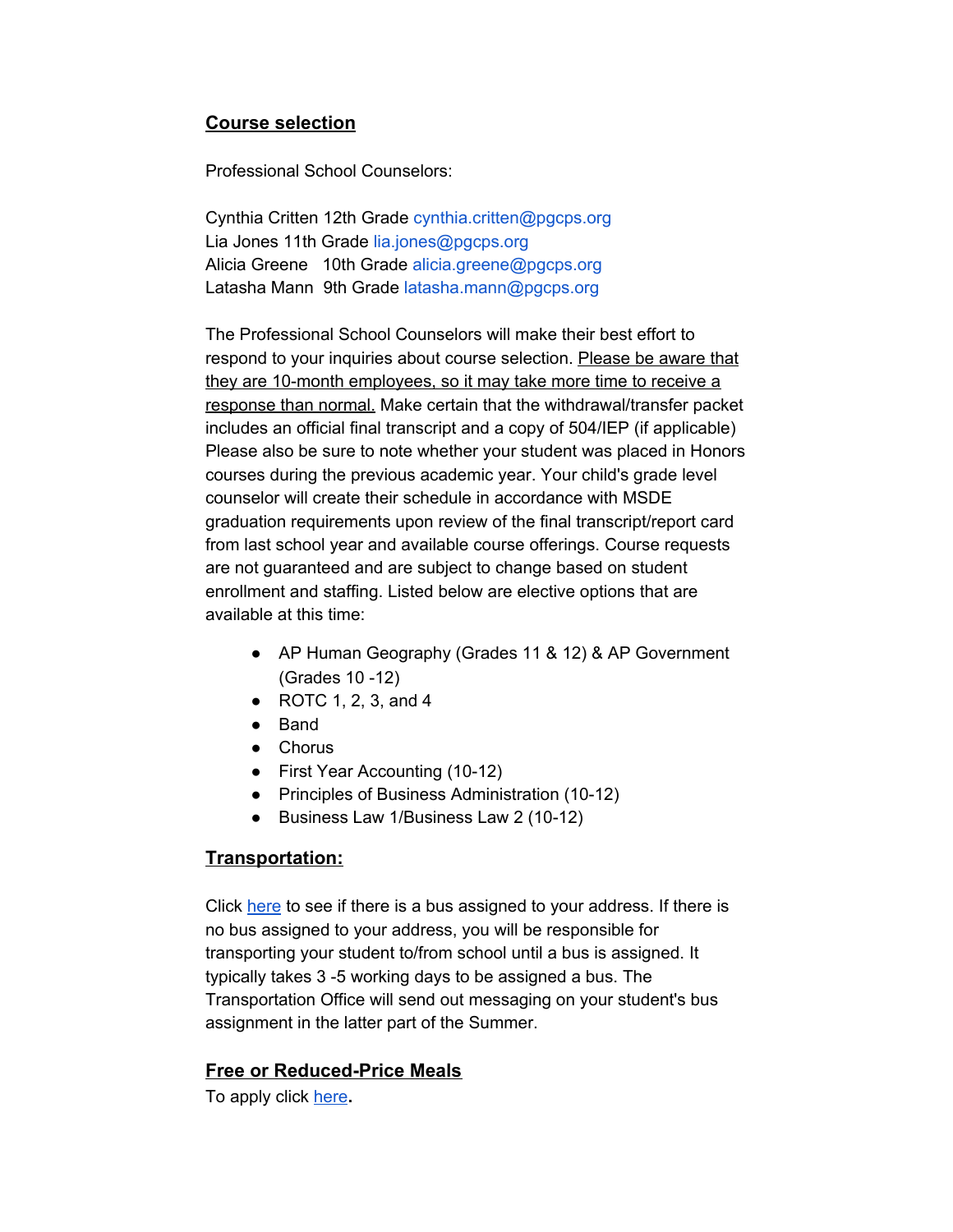## **Course selection**

Professional School Counselors:

Cynthia Critten 12th Grade cynthia.critten@pgcps.org
Lia Jones 11th Grade lia.jones@pgcps.org
Alicia Greene 10th Grade alicia.greene@pgcps.org
Latasha Mann 9th Grade latasha.mann@pgcps.org

The Professional School Counselors will make their best effort to respond to your inquiries about course selection. Please be aware that they are 10-month employees, so it may take more time to receive a response than normal. Make certain that the withdrawal/transfer packet includes an official final transcript and a copy of 504/IEP (if applicable) Please also be sure to note whether your student was placed in Honors courses during the previous academic year. Your child's grade level counselor will create their schedule in accordance with MSDE graduation requirements upon review of the final transcript/report card from last school year and available course offerings. Course requests are not guaranteed and are subject to change based on student enrollment and staffing. Listed below are elective options that are available at this time:

- AP Human Geography (Grades 11 & 12) & AP Government (Grades 10 -12)
- ROTC 1, 2, 3, and 4
- Band
- Chorus
- First Year Accounting (10-12)
- Principles of Business Administration (10-12)
- Business Law 1/Business Law 2 (10-12)

## **Transportation:**

Click here to see if there is a bus assigned to your address. If there is no bus assigned to your address, you will be responsible for transporting your student to/from school until a bus is assigned. It typically takes 3 -5 working days to be assigned a bus. The Transportation Office will send out messaging on your student's bus assignment in the latter part of the Summer.

## **Free or Reduced-Price Meals**

To apply click here**.**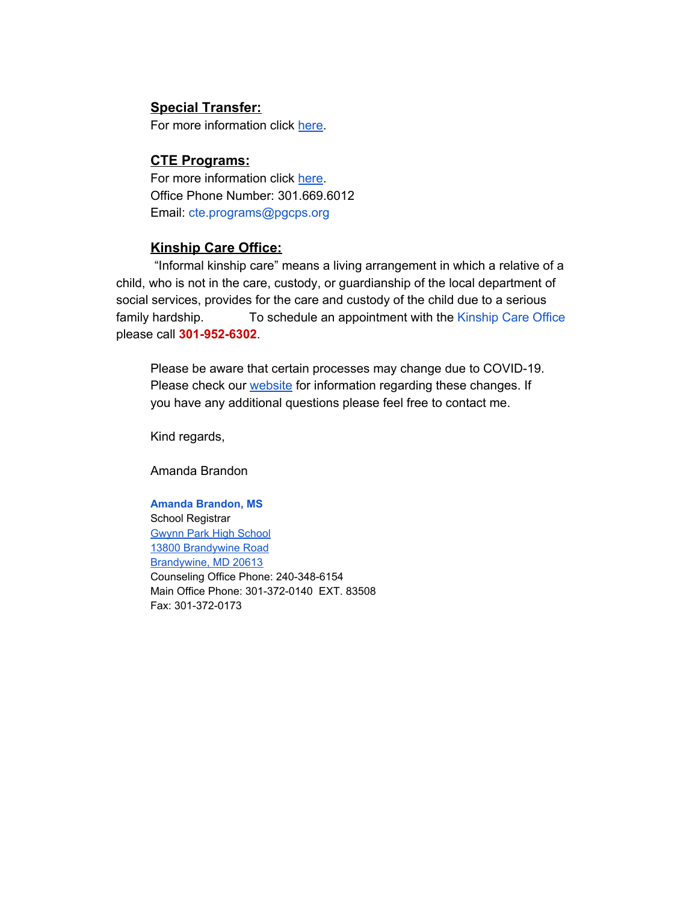**Special Transfer:**

For more information click here.

**CTE Programs:**

For more information click here.
Office Phone Number: 301.669.6012
Email: cte.programs@pgcps.org

**Kinship Care Office:**

"Informal kinship care" means a living arrangement in which a relative of a child, who is not in the care, custody, or guardianship of the local department of social services, provides for the care and custody of the child due to a serious family hardship. To schedule an appointment with the Kinship Care Office please call **301-952-6302**.

Please be aware that certain processes may change due to COVID-19. Please check our website for information regarding these changes. If you have any additional questions please feel free to contact me.

Kind regards,

Amanda Brandon

**Amanda Brandon, MS**
School Registrar
Gwynn Park High School
13800 Brandywine Road
Brandywine, MD 20613
Counseling Office Phone: 240-348-6154
Main Office Phone: 301-372-0140 EXT. 83508
Fax: 301-372-0173